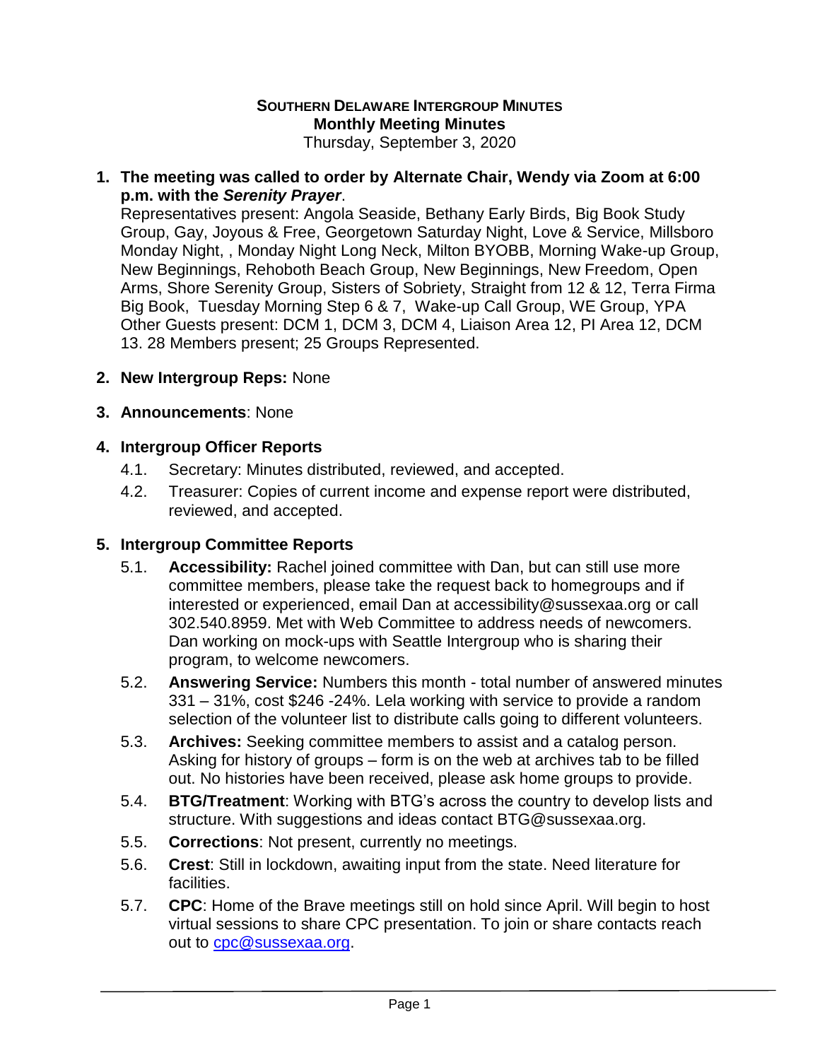**SOUTHERN DELAWARE INTERGROUP MINUTES**
**Monthly Meeting Minutes**
Thursday, September 3, 2020

1. **The meeting was called to order by Alternate Chair, Wendy via Zoom at 6:00 p.m. with the *Serenity Prayer*.**
   Representatives present: Angola Seaside, Bethany Early Birds, Big Book Study Group, Gay, Joyous & Free, Georgetown Saturday Night, Love & Service, Millsboro Monday Night, , Monday Night Long Neck, Milton BYOBB, Morning Wake-up Group, New Beginnings, Rehoboth Beach Group, New Beginnings, New Freedom, Open Arms, Shore Serenity Group, Sisters of Sobriety, Straight from 12 & 12, Terra Firma Big Book, Tuesday Morning Step 6 & 7, Wake-up Call Group, WE Group, YPA
   Other Guests present: DCM 1, DCM 3, DCM 4, Liaison Area 12, PI Area 12, DCM 13. 28 Members present; 25 Groups Represented.

2. **New Intergroup Reps:** None

3. **Announcements**: None

4. **Intergroup Officer Reports**
   4.1. Secretary: Minutes distributed, reviewed, and accepted.
   4.2. Treasurer: Copies of current income and expense report were distributed, reviewed, and accepted.

5. **Intergroup Committee Reports**
   5.1. **Accessibility:** Rachel joined committee with Dan, but can still use more committee members, please take the request back to homegroups and if interested or experienced, email Dan at accessibility@sussexaa.org or call 302.540.8959. Met with Web Committee to address needs of newcomers. Dan working on mock-ups with Seattle Intergroup who is sharing their program, to welcome newcomers.
   5.2. **Answering Service:** Numbers this month - total number of answered minutes 331 – 31%, cost $246 -24%. Lela working with service to provide a random selection of the volunteer list to distribute calls going to different volunteers.
   5.3. **Archives:** Seeking committee members to assist and a catalog person. Asking for history of groups – form is on the web at archives tab to be filled out. No histories have been received, please ask home groups to provide.
   5.4. **BTG/Treatment**: Working with BTG's across the country to develop lists and structure. With suggestions and ideas contact BTG@sussexaa.org.
   5.5. **Corrections**: Not present, currently no meetings.
   5.6. **Crest**: Still in lockdown, awaiting input from the state. Need literature for facilities.
   5.7. **CPC**: Home of the Brave meetings still on hold since April. Will begin to host virtual sessions to share CPC presentation. To join or share contacts reach out to [cpc@sussexaa.org](mailto:cpc@sussexaa.org).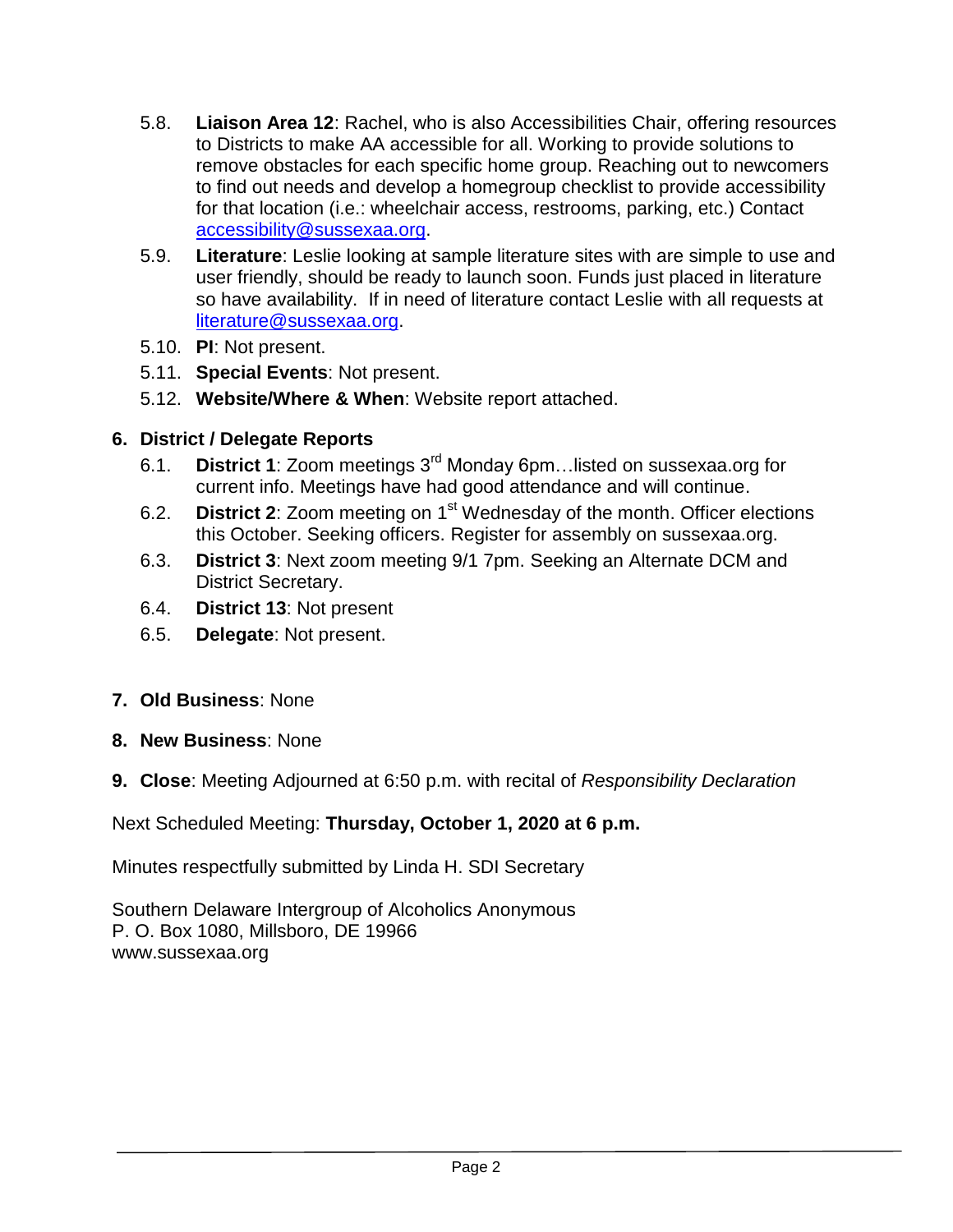5.8. **Liaison Area 12**: Rachel, who is also Accessibilities Chair, offering resources to Districts to make AA accessible for all. Working to provide solutions to remove obstacles for each specific home group. Reaching out to newcomers to find out needs and develop a homegroup checklist to provide accessibility for that location (i.e.: wheelchair access, restrooms, parking, etc.) Contact accessibility@sussexaa.org.

5.9. **Literature**: Leslie looking at sample literature sites with are simple to use and user friendly, should be ready to launch soon. Funds just placed in literature so have availability. If in need of literature contact Leslie with all requests at literature@sussexaa.org.

5.10. **PI**: Not present.

5.11. **Special Events**: Not present.

5.12. **Website/Where & When**: Website report attached.

**6. District / Delegate Reports**

6.1. **District 1**: Zoom meetings 3rd Monday 6pm…listed on sussexaa.org for current info. Meetings have had good attendance and will continue.

6.2. **District 2**: Zoom meeting on 1st Wednesday of the month. Officer elections this October. Seeking officers. Register for assembly on sussexaa.org.

6.3. **District 3**: Next zoom meeting 9/1 7pm. Seeking an Alternate DCM and District Secretary.

6.4. **District 13**: Not present

6.5. **Delegate**: Not present.

**7. Old Business**: None

**8. New Business**: None

**9. Close**: Meeting Adjourned at 6:50 p.m. with recital of *Responsibility Declaration*

Next Scheduled Meeting: **Thursday, October 1, 2020 at 6 p.m.**

Minutes respectfully submitted by Linda H. SDI Secretary

Southern Delaware Intergroup of Alcoholics Anonymous
P. O. Box 1080, Millsboro, DE 19966
www.sussexaa.org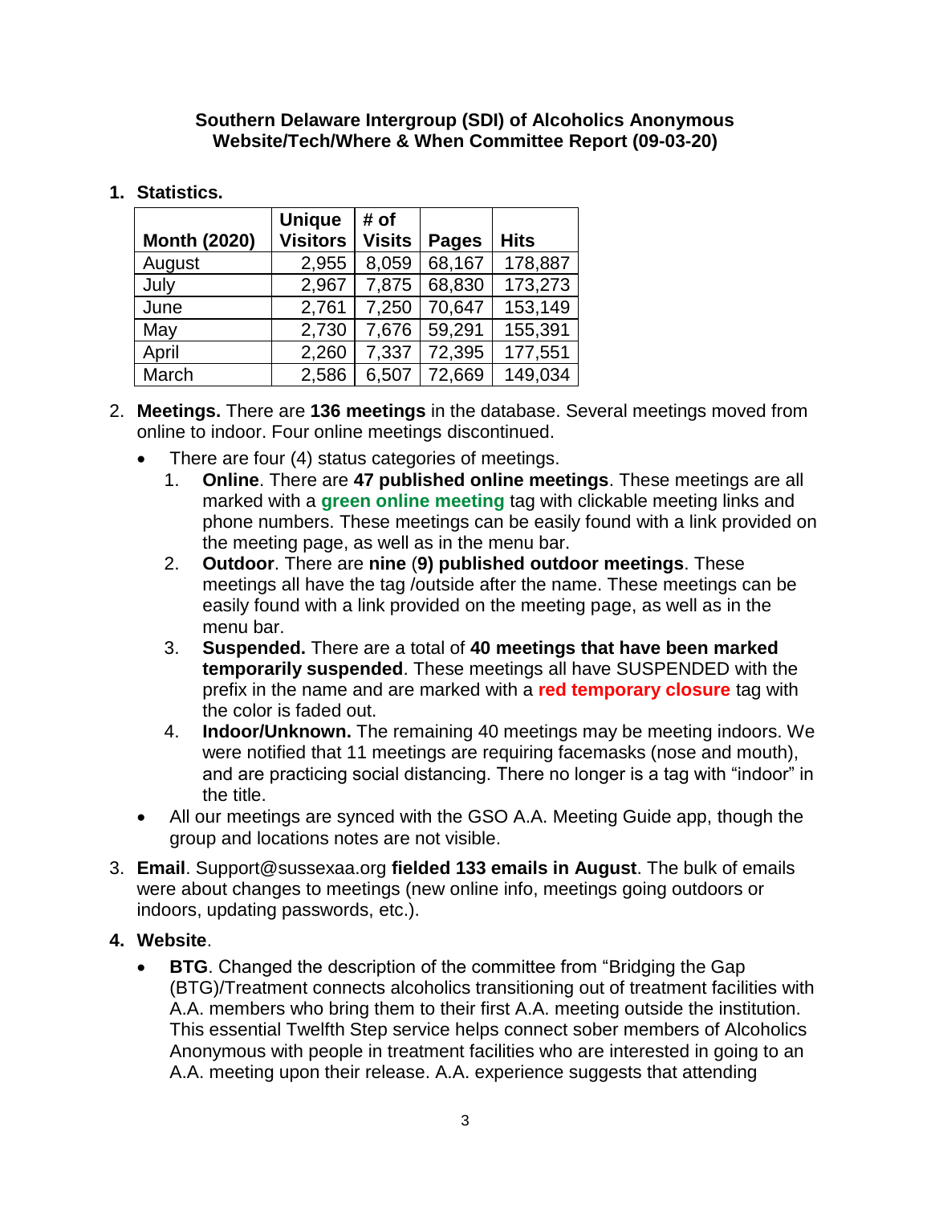**Southern Delaware Intergroup (SDI) of Alcoholics Anonymous**
**Website/Tech/Where & When Committee Report (09-03-20)**

1. **Statistics.**

| Month (2020) | Unique Visitors | # of Visits | Pages | Hits |
|---|---|---|---|---|
| August | 2,955 | 8,059 | 68,167 | 178,887 |
| July | 2,967 | 7,875 | 68,830 | 173,273 |
| June | 2,761 | 7,250 | 70,647 | 153,149 |
| May | 2,730 | 7,676 | 59,291 | 155,391 |
| April | 2,260 | 7,337 | 72,395 | 177,551 |
| March | 2,586 | 6,507 | 72,669 | 149,034 |

2. **Meetings.** There are **136 meetings** in the database. Several meetings moved from online to indoor. Four online meetings discontinued.
   - There are four (4) status categories of meetings.
     1. **Online**. There are **47 published online meetings**. These meetings are all marked with a **green online meeting** tag with clickable meeting links and phone numbers. These meetings can be easily found with a link provided on the meeting page, as well as in the menu bar.
     2. **Outdoor**. There are **nine** (**9) published outdoor meetings**. These meetings all have the tag /outside after the name. These meetings can be easily found with a link provided on the meeting page, as well as in the menu bar.
     3. **Suspended.** There are a total of **40 meetings that have been marked temporarily suspended**. These meetings all have SUSPENDED with the prefix in the name and are marked with a **red temporary closure** tag with the color is faded out.
     4. **Indoor/Unknown.** The remaining 40 meetings may be meeting indoors. We were notified that 11 meetings are requiring facemasks (nose and mouth), and are practicing social distancing. There no longer is a tag with "indoor" in the title.
   - All our meetings are synced with the GSO A.A. Meeting Guide app, though the group and locations notes are not visible.
3. **Email**. Support@sussexaa.org **fielded 133 emails in August**. The bulk of emails were about changes to meetings (new online info, meetings going outdoors or indoors, updating passwords, etc.).
4. **Website**.
   - **BTG**. Changed the description of the committee from "Bridging the Gap (BTG)/Treatment connects alcoholics transitioning out of treatment facilities with A.A. members who bring them to their first A.A. meeting outside the institution. This essential Twelfth Step service helps connect sober members of Alcoholics Anonymous with people in treatment facilities who are interested in going to an A.A. meeting upon their release. A.A. experience suggests that attending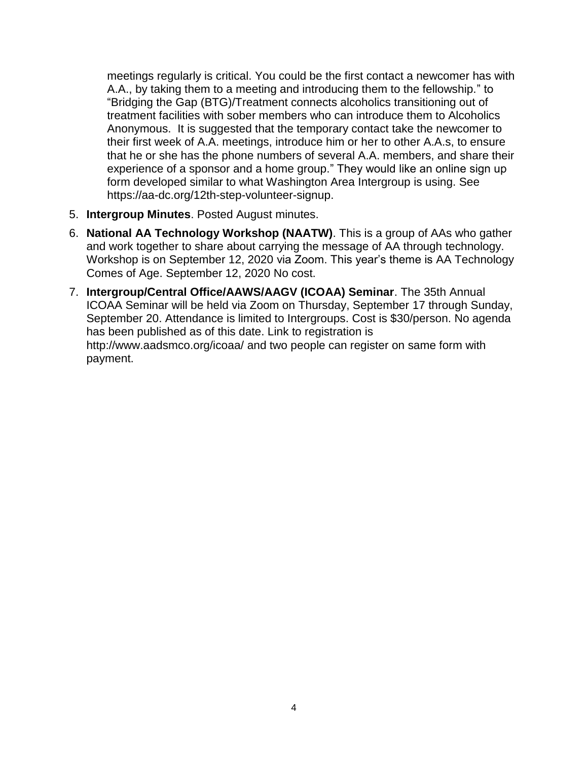meetings regularly is critical. You could be the first contact a newcomer has with A.A., by taking them to a meeting and introducing them to the fellowship." to "Bridging the Gap (BTG)/Treatment connects alcoholics transitioning out of treatment facilities with sober members who can introduce them to Alcoholics Anonymous. It is suggested that the temporary contact take the newcomer to their first week of A.A. meetings, introduce him or her to other A.A.s, to ensure that he or she has the phone numbers of several A.A. members, and share their experience of a sponsor and a home group." They would like an online sign up form developed similar to what Washington Area Intergroup is using. See https://aa-dc.org/12th-step-volunteer-signup.

5. **Intergroup Minutes**. Posted August minutes.
6. **National AA Technology Workshop (NAATW)**. This is a group of AAs who gather and work together to share about carrying the message of AA through technology. Workshop is on September 12, 2020 via Zoom. This year's theme is AA Technology Comes of Age. September 12, 2020 No cost.
7. **Intergroup/Central Office/AAWS/AAGV (ICOAA) Seminar**. The 35th Annual ICOAA Seminar will be held via Zoom on Thursday, September 17 through Sunday, September 20. Attendance is limited to Intergroups. Cost is $30/person. No agenda has been published as of this date. Link to registration is http://www.aadsmco.org/icoaa/ and two people can register on same form with payment.